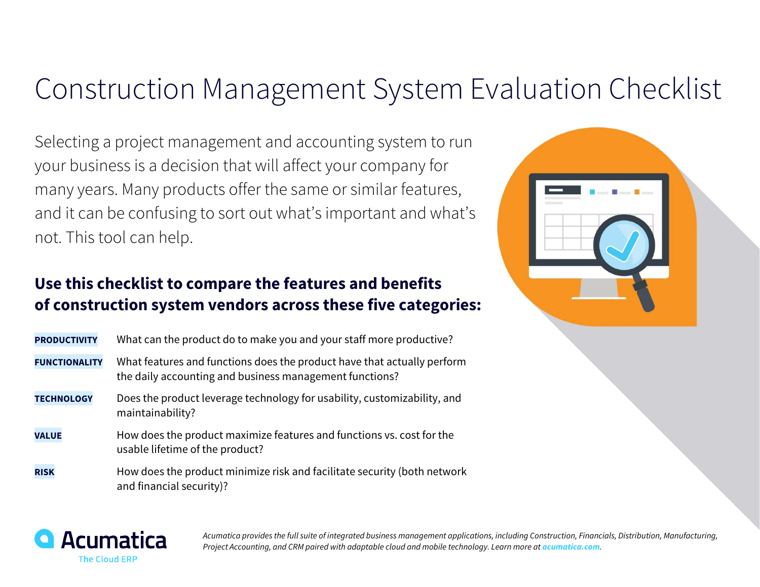# Construction Management System Evaluation Checklist

Selecting a project management and accounting system to run your business is a decision that will affect your company for many years. Many products offer the same or similar features, and it can be confusing to sort out what's important and what's not. This tool can help.

## Use this checklist to compare the features and benefits of construction system vendors across these five categories:

**PRODUCTIVITY** What can the product do to make you and your staff more productive?

**FUNCTIONALITY** What features and functions does the product have that actually perform the daily accounting and business management functions?

**TECHNOLOGY** Does the product leverage technology for usability, customizability, and maintainability?

**VALUE** How does the product maximize features and functions vs. cost for the usable lifetime of the product?

**RISK** How does the product minimize risk and facilitate security (both network and financial security)?

Acumatica
The Cloud ERP

*Acumatica provides the full suite of integrated business management applications, including Construction, Financials, Distribution, Manufacturing, Project Accounting, and CRM paired with adaptable cloud and mobile technology. Learn more at* ***acumatica.com****.*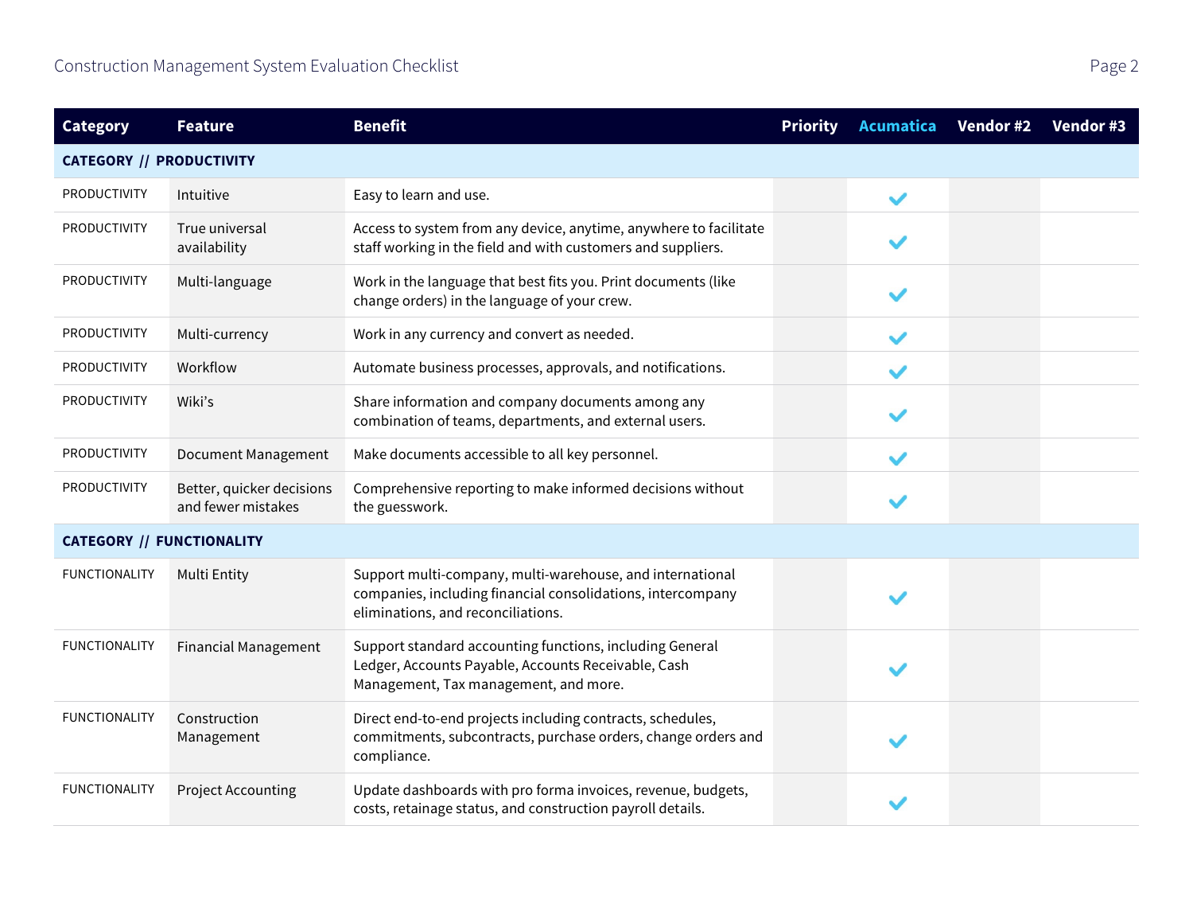| Category | Feature | Benefit | Priority | Acumatica | Vendor #2 | Vendor #3 |
|---|---|---|---|---|---|---|
| **CATEGORY // PRODUCTIVITY** | | | | | | |
| PRODUCTIVITY | Intuitive | Easy to learn and use. | | ✓ | | |
| PRODUCTIVITY | True universal availability | Access to system from any device, anytime, anywhere to facilitate staff working in the field and with customers and suppliers. | | ✓ | | |
| PRODUCTIVITY | Multi-language | Work in the language that best fits you. Print documents (like change orders) in the language of your crew. | | ✓ | | |
| PRODUCTIVITY | Multi-currency | Work in any currency and convert as needed. | | ✓ | | |
| PRODUCTIVITY | Workflow | Automate business processes, approvals, and notifications. | | ✓ | | |
| PRODUCTIVITY | Wiki's | Share information and company documents among any combination of teams, departments, and external users. | | ✓ | | |
| PRODUCTIVITY | Document Management | Make documents accessible to all key personnel. | | ✓ | | |
| PRODUCTIVITY | Better, quicker decisions and fewer mistakes | Comprehensive reporting to make informed decisions without the guesswork. | | ✓ | | |
| **CATEGORY // FUNCTIONALITY** | | | | | | |
| FUNCTIONALITY | Multi Entity | Support multi-company, multi-warehouse, and international companies, including financial consolidations, intercompany eliminations, and reconciliations. | | ✓ | | |
| FUNCTIONALITY | Financial Management | Support standard accounting functions, including General Ledger, Accounts Payable, Accounts Receivable, Cash Management, Tax management, and more. | | ✓ | | |
| FUNCTIONALITY | Construction Management | Direct end-to-end projects including contracts, schedules, commitments, subcontracts, purchase orders, change orders and compliance. | | ✓ | | |
| FUNCTIONALITY | Project Accounting | Update dashboards with pro forma invoices, revenue, budgets, costs, retainage status, and construction payroll details. | | ✓ | | |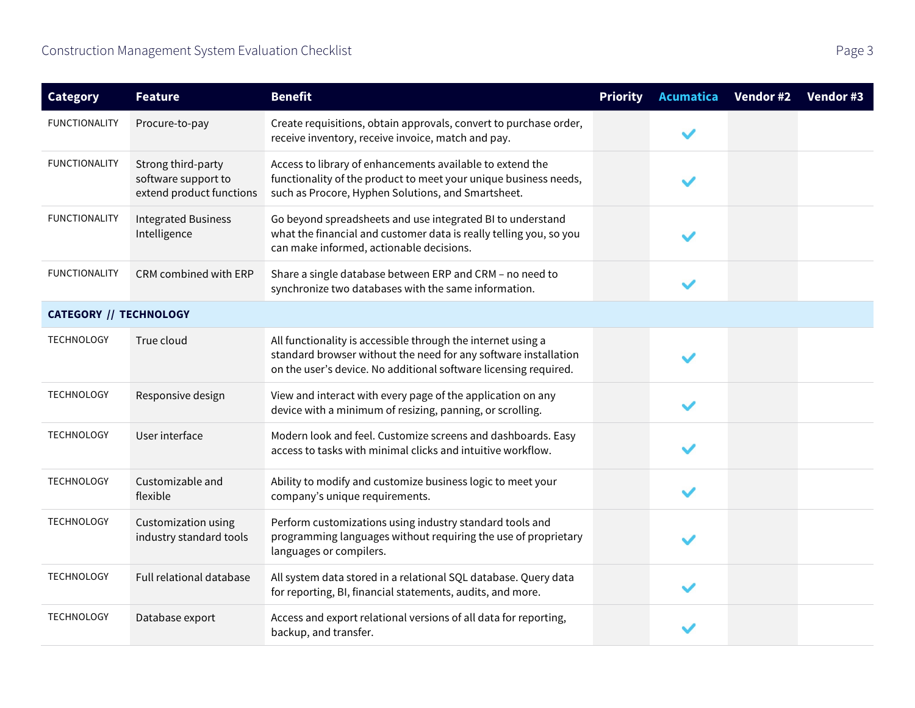| Category | Feature | Benefit | Priority | Acumatica | Vendor #2 | Vendor #3 |
|---|---|---|---|---|---|---|
| FUNCTIONALITY | Procure-to-pay | Create requisitions, obtain approvals, convert to purchase order, receive inventory, receive invoice, match and pay. | | ✓ | | |
| FUNCTIONALITY | Strong third-party software support to extend product functions | Access to library of enhancements available to extend the functionality of the product to meet your unique business needs, such as Procore, Hyphen Solutions, and Smartsheet. | | ✓ | | |
| FUNCTIONALITY | Integrated Business Intelligence | Go beyond spreadsheets and use integrated BI to understand what the financial and customer data is really telling you, so you can make informed, actionable decisions. | | ✓ | | |
| FUNCTIONALITY | CRM combined with ERP | Share a single database between ERP and CRM – no need to synchronize two databases with the same information. | | ✓ | | |
| **CATEGORY // TECHNOLOGY** | | | | | | |
| TECHNOLOGY | True cloud | All functionality is accessible through the internet using a standard browser without the need for any software installation on the user's device. No additional software licensing required. | | ✓ | | |
| TECHNOLOGY | Responsive design | View and interact with every page of the application on any device with a minimum of resizing, panning, or scrolling. | | ✓ | | |
| TECHNOLOGY | User interface | Modern look and feel. Customize screens and dashboards. Easy access to tasks with minimal clicks and intuitive workflow. | | ✓ | | |
| TECHNOLOGY | Customizable and flexible | Ability to modify and customize business logic to meet your company's unique requirements. | | ✓ | | |
| TECHNOLOGY | Customization using industry standard tools | Perform customizations using industry standard tools and programming languages without requiring the use of proprietary languages or compilers. | | ✓ | | |
| TECHNOLOGY | Full relational database | All system data stored in a relational SQL database. Query data for reporting, BI, financial statements, audits, and more. | | ✓ | | |
| TECHNOLOGY | Database export | Access and export relational versions of all data for reporting, backup, and transfer. | | ✓ | | |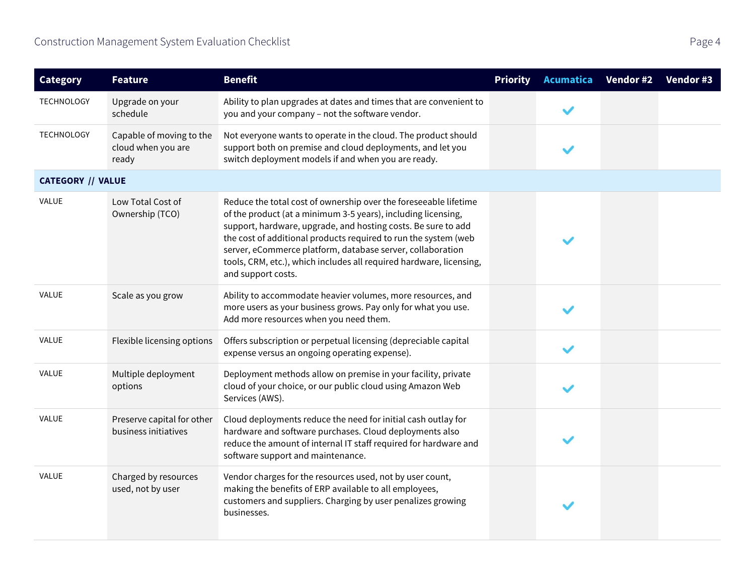| Category | Feature | Benefit | Priority | Acumatica | Vendor #2 | Vendor #3 |
|---|---|---|---|---|---|---|
| TECHNOLOGY | Upgrade on your schedule | Ability to plan upgrades at dates and times that are convenient to you and your company – not the software vendor. | | ✔ | | |
| TECHNOLOGY | Capable of moving to the cloud when you are ready | Not everyone wants to operate in the cloud. The product should support both on premise and cloud deployments, and let you switch deployment models if and when you are ready. | | ✔ | | |
| **CATEGORY // VALUE** | | | | | | |
| VALUE | Low Total Cost of Ownership (TCO) | Reduce the total cost of ownership over the foreseeable lifetime of the product (at a minimum 3-5 years), including licensing, support, hardware, upgrade, and hosting costs. Be sure to add the cost of additional products required to run the system (web server, eCommerce platform, database server, collaboration tools, CRM, etc.), which includes all required hardware, licensing, and support costs. | | ✔ | | |
| VALUE | Scale as you grow | Ability to accommodate heavier volumes, more resources, and more users as your business grows. Pay only for what you use. Add more resources when you need them. | | ✔ | | |
| VALUE | Flexible licensing options | Offers subscription or perpetual licensing (depreciable capital expense versus an ongoing operating expense). | | ✔ | | |
| VALUE | Multiple deployment options | Deployment methods allow on premise in your facility, private cloud of your choice, or our public cloud using Amazon Web Services (AWS). | | ✔ | | |
| VALUE | Preserve capital for other business initiatives | Cloud deployments reduce the need for initial cash outlay for hardware and software purchases. Cloud deployments also reduce the amount of internal IT staff required for hardware and software support and maintenance. | | ✔ | | |
| VALUE | Charged by resources used, not by user | Vendor charges for the resources used, not by user count, making the benefits of ERP available to all employees, customers and suppliers. Charging by user penalizes growing businesses. | | ✔ | | |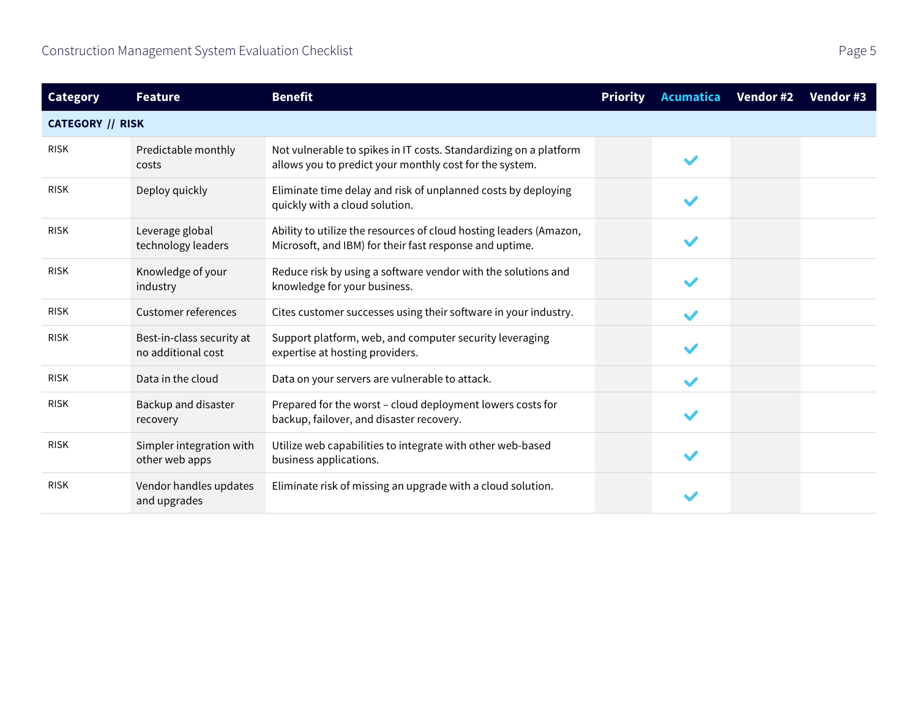| Category | Feature | Benefit | Priority | Acumatica | Vendor #2 | Vendor #3 |
|---|---|---|---|---|---|---|
| **CATEGORY // RISK** | | | | | | |
| RISK | Predictable monthly costs | Not vulnerable to spikes in IT costs. Standardizing on a platform allows you to predict your monthly cost for the system. | | ✓ | | |
| RISK | Deploy quickly | Eliminate time delay and risk of unplanned costs by deploying quickly with a cloud solution. | | ✓ | | |
| RISK | Leverage global technology leaders | Ability to utilize the resources of cloud hosting leaders (Amazon, Microsoft, and IBM) for their fast response and uptime. | | ✓ | | |
| RISK | Knowledge of your industry | Reduce risk by using a software vendor with the solutions and knowledge for your business. | | ✓ | | |
| RISK | Customer references | Cites customer successes using their software in your industry. | | ✓ | | |
| RISK | Best-in-class security at no additional cost | Support platform, web, and computer security leveraging expertise at hosting providers. | | ✓ | | |
| RISK | Data in the cloud | Data on your servers are vulnerable to attack. | | ✓ | | |
| RISK | Backup and disaster recovery | Prepared for the worst – cloud deployment lowers costs for backup, failover, and disaster recovery. | | ✓ | | |
| RISK | Simpler integration with other web apps | Utilize web capabilities to integrate with other web-based business applications. | | ✓ | | |
| RISK | Vendor handles updates and upgrades | Eliminate risk of missing an upgrade with a cloud solution. | | ✓ | | |